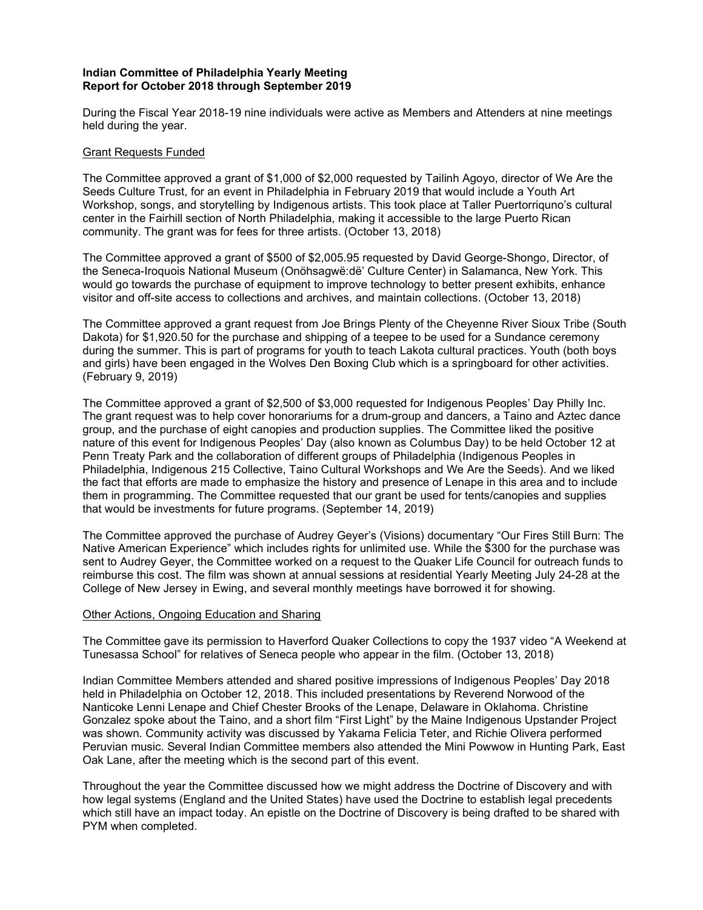**Indian Committee of Philadelphia Yearly Meeting**
**Report for October 2018 through September 2019**

During the Fiscal Year 2018-19 nine individuals were active as Members and Attenders at nine meetings held during the year.

Grant Requests Funded

The Committee approved a grant of $1,000 of $2,000 requested by Tailinh Agoyo, director of We Are the Seeds Culture Trust, for an event in Philadelphia in February 2019 that would include a Youth Art Workshop, songs, and storytelling by Indigenous artists. This took place at Taller Puertorriquno's cultural center in the Fairhill section of North Philadelphia, making it accessible to the large Puerto Rican community. The grant was for fees for three artists. (October 13, 2018)

The Committee approved a grant of $500 of $2,005.95 requested by David George-Shongo, Director, of the Seneca-Iroquois National Museum (Onöhsagwë:dë' Culture Center) in Salamanca, New York. This would go towards the purchase of equipment to improve technology to better present exhibits, enhance visitor and off-site access to collections and archives, and maintain collections. (October 13, 2018)

The Committee approved a grant request from Joe Brings Plenty of the Cheyenne River Sioux Tribe (South Dakota) for $1,920.50 for the purchase and shipping of a teepee to be used for a Sundance ceremony during the summer. This is part of programs for youth to teach Lakota cultural practices. Youth (both boys and girls) have been engaged in the Wolves Den Boxing Club which is a springboard for other activities. (February 9, 2019)

The Committee approved a grant of $2,500 of $3,000 requested for Indigenous Peoples' Day Philly Inc. The grant request was to help cover honorariums for a drum-group and dancers, a Taino and Aztec dance group, and the purchase of eight canopies and production supplies. The Committee liked the positive nature of this event for Indigenous Peoples' Day (also known as Columbus Day) to be held October 12 at Penn Treaty Park and the collaboration of different groups of Philadelphia (Indigenous Peoples in Philadelphia, Indigenous 215 Collective, Taino Cultural Workshops and We Are the Seeds). And we liked the fact that efforts are made to emphasize the history and presence of Lenape in this area and to include them in programming. The Committee requested that our grant be used for tents/canopies and supplies that would be investments for future programs. (September 14, 2019)

The Committee approved the purchase of Audrey Geyer's (Visions) documentary "Our Fires Still Burn: The Native American Experience" which includes rights for unlimited use. While the $300 for the purchase was sent to Audrey Geyer, the Committee worked on a request to the Quaker Life Council for outreach funds to reimburse this cost. The film was shown at annual sessions at residential Yearly Meeting July 24-28 at the College of New Jersey in Ewing, and several monthly meetings have borrowed it for showing.

Other Actions, Ongoing Education and Sharing

The Committee gave its permission to Haverford Quaker Collections to copy the 1937 video "A Weekend at Tunesassa School" for relatives of Seneca people who appear in the film. (October 13, 2018)

Indian Committee Members attended and shared positive impressions of Indigenous Peoples' Day 2018 held in Philadelphia on October 12, 2018. This included presentations by Reverend Norwood of the Nanticoke Lenni Lenape and Chief Chester Brooks of the Lenape, Delaware in Oklahoma. Christine Gonzalez spoke about the Taino, and a short film "First Light" by the Maine Indigenous Upstander Project was shown. Community activity was discussed by Yakama Felicia Teter, and Richie Olivera performed Peruvian music. Several Indian Committee members also attended the Mini Powwow in Hunting Park, East Oak Lane, after the meeting which is the second part of this event.

Throughout the year the Committee discussed how we might address the Doctrine of Discovery and with how legal systems (England and the United States) have used the Doctrine to establish legal precedents which still have an impact today. An epistle on the Doctrine of Discovery is being drafted to be shared with PYM when completed.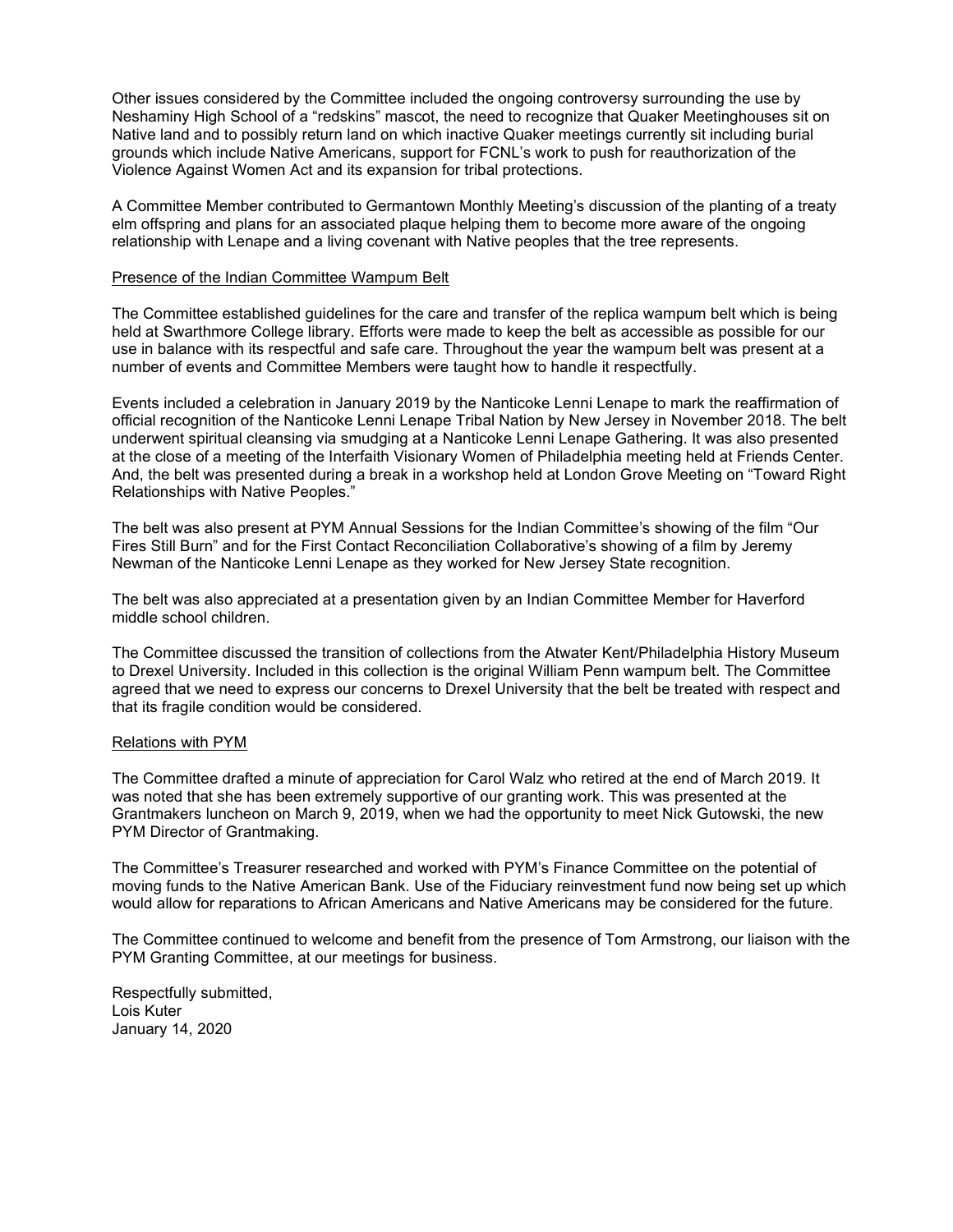Other issues considered by the Committee included the ongoing controversy surrounding the use by Neshaminy High School of a "redskins" mascot, the need to recognize that Quaker Meetinghouses sit on Native land and to possibly return land on which inactive Quaker meetings currently sit including burial grounds which include Native Americans, support for FCNL's work to push for reauthorization of the Violence Against Women Act and its expansion for tribal protections.

A Committee Member contributed to Germantown Monthly Meeting's discussion of the planting of a treaty elm offspring and plans for an associated plaque helping them to become more aware of the ongoing relationship with Lenape and a living covenant with Native peoples that the tree represents.

<u>Presence of the Indian Committee Wampum Belt</u>

The Committee established guidelines for the care and transfer of the replica wampum belt which is being held at Swarthmore College library. Efforts were made to keep the belt as accessible as possible for our use in balance with its respectful and safe care. Throughout the year the wampum belt was present at a number of events and Committee Members were taught how to handle it respectfully.

Events included a celebration in January 2019 by the Nanticoke Lenni Lenape to mark the reaffirmation of official recognition of the Nanticoke Lenni Lenape Tribal Nation by New Jersey in November 2018. The belt underwent spiritual cleansing via smudging at a Nanticoke Lenni Lenape Gathering. It was also presented at the close of a meeting of the Interfaith Visionary Women of Philadelphia meeting held at Friends Center. And, the belt was presented during a break in a workshop held at London Grove Meeting on "Toward Right Relationships with Native Peoples."

The belt was also present at PYM Annual Sessions for the Indian Committee's showing of the film "Our Fires Still Burn" and for the First Contact Reconciliation Collaborative's showing of a film by Jeremy Newman of the Nanticoke Lenni Lenape as they worked for New Jersey State recognition.

The belt was also appreciated at a presentation given by an Indian Committee Member for Haverford middle school children.

The Committee discussed the transition of collections from the Atwater Kent/Philadelphia History Museum to Drexel University. Included in this collection is the original William Penn wampum belt. The Committee agreed that we need to express our concerns to Drexel University that the belt be treated with respect and that its fragile condition would be considered.

<u>Relations with PYM</u>

The Committee drafted a minute of appreciation for Carol Walz who retired at the end of March 2019. It was noted that she has been extremely supportive of our granting work. This was presented at the Grantmakers luncheon on March 9, 2019, when we had the opportunity to meet Nick Gutowski, the new PYM Director of Grantmaking.

The Committee's Treasurer researched and worked with PYM's Finance Committee on the potential of moving funds to the Native American Bank. Use of the Fiduciary reinvestment fund now being set up which would allow for reparations to African Americans and Native Americans may be considered for the future.

The Committee continued to welcome and benefit from the presence of Tom Armstrong, our liaison with the PYM Granting Committee, at our meetings for business.

Respectfully submitted,
Lois Kuter
January 14, 2020